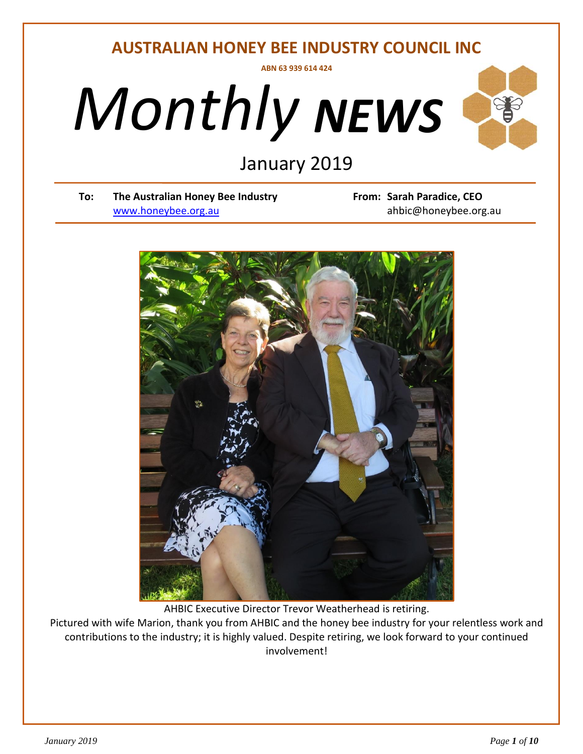# AUSTRALIAN HONEY BEE INDUSTRY COUNCIL INC

ABN 63 939 614 424

# *Monthly* ***NEWS***

## January 2019

**To:** **The Australian Honey Bee Industry**
www.honeybee.org.au

**From:** **Sarah Paradice, CEO**
ahbic@honeybee.org.au

AHBIC Executive Director Trevor Weatherhead is retiring.
Pictured with wife Marion, thank you from AHBIC and the honey bee industry for your relentless work and contributions to the industry; it is highly valued. Despite retiring, we look forward to your continued involvement!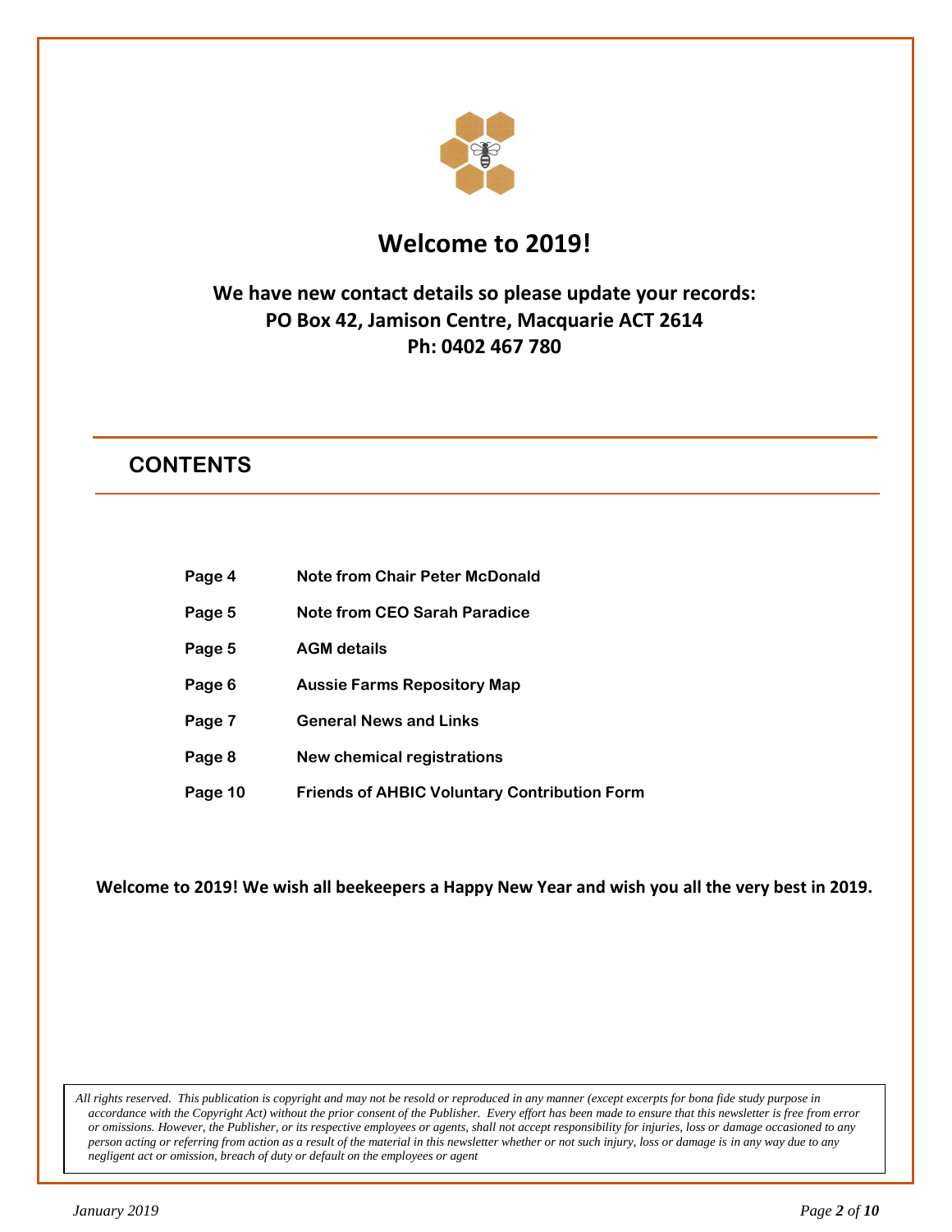# Welcome to 2019!

**We have new contact details so please update your records:**
**PO Box 42, Jamison Centre, Macquarie ACT 2614**
**Ph: 0402 467 780**

## CONTENTS

| | |
|---|---|
| **Page 4** | **Note from Chair Peter McDonald** |
| **Page 5** | **Note from CEO Sarah Paradice** |
| **Page 5** | **AGM details** |
| **Page 6** | **Aussie Farms Repository Map** |
| **Page 7** | **General News and Links** |
| **Page 8** | **New chemical registrations** |
| **Page 10** | **Friends of AHBIC Voluntary Contribution Form** |

**Welcome to 2019! We wish all beekeepers a Happy New Year and wish you all the very best in 2019.**

*All rights reserved. This publication is copyright and may not be resold or reproduced in any manner (except excerpts for bona fide study purpose in accordance with the Copyright Act) without the prior consent of the Publisher. Every effort has been made to ensure that this newsletter is free from error or omissions. However, the Publisher, or its respective employees or agents, shall not accept responsibility for injuries, loss or damage occasioned to any person acting or referring from action as a result of the material in this newsletter whether or not such injury, loss or damage is in any way due to any negligent act or omission, breach of duty or default on the employees or agent*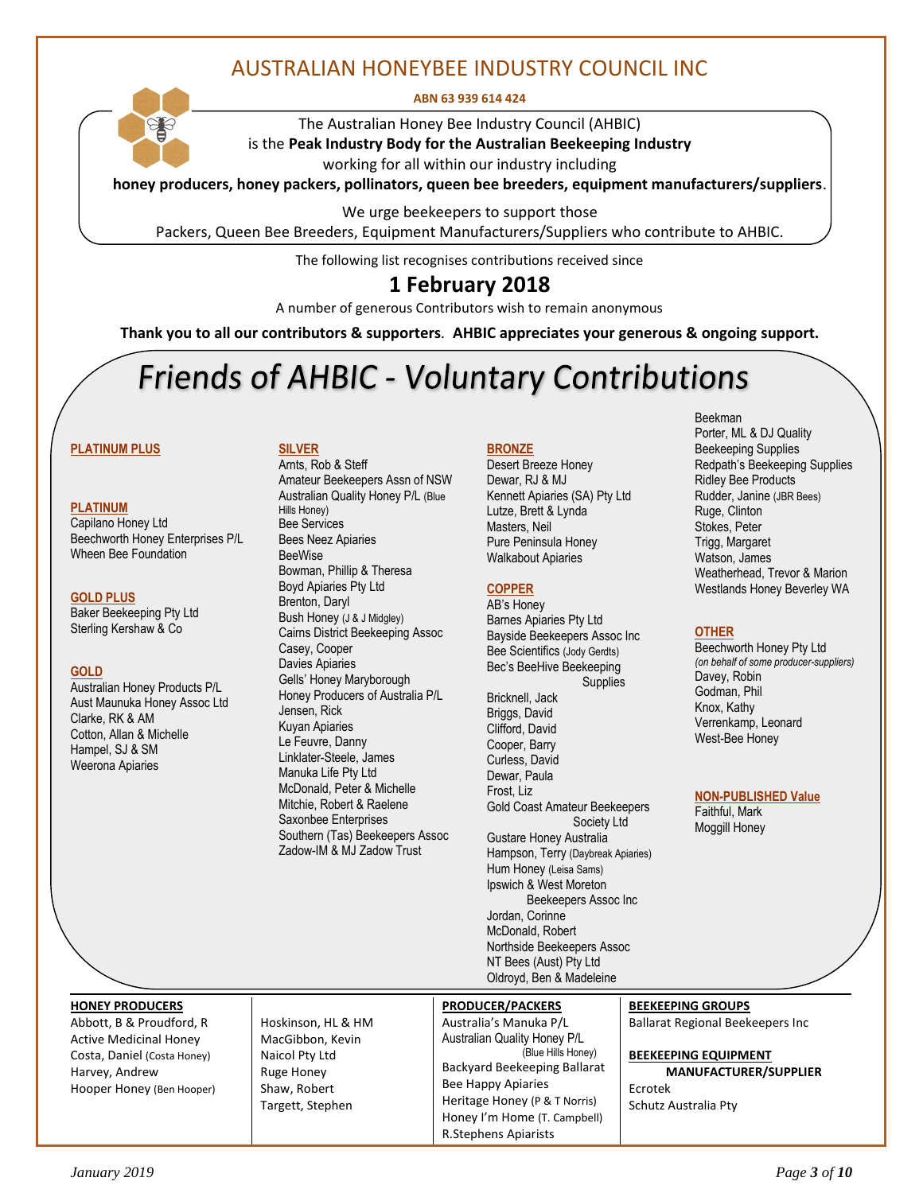# AUSTRALIAN HONEYBEE INDUSTRY COUNCIL INC

**ABN 63 939 614 424**

The Australian Honey Bee Industry Council (AHBIC) is the **Peak Industry Body for the Australian Beekeeping Industry** working for all within our industry including **honey producers, honey packers, pollinators, queen bee breeders, equipment manufacturers/suppliers**.

We urge beekeepers to support those Packers, Queen Bee Breeders, Equipment Manufacturers/Suppliers who contribute to AHBIC.

The following list recognises contributions received since

## 1 February 2018

A number of generous Contributors wish to remain anonymous

**Thank you to all our contributors & supporters. AHBIC appreciates your generous & ongoing support.**

# *Friends of AHBIC - Voluntary Contributions*

**PLATINUM PLUS**

**PLATINUM**
- Capilano Honey Ltd
- Beechworth Honey Enterprises P/L
- Wheen Bee Foundation

**GOLD PLUS**
- Baker Beekeeping Pty Ltd
- Sterling Kershaw & Co

**GOLD**
- Australian Honey Products P/L
- Aust Maunuka Honey Assoc Ltd
- Clarke, RK & AM
- Cotton, Allan & Michelle
- Hampel, SJ & SM
- Weerona Apiaries

**SILVER**
- Arnts, Rob & Steff
- Amateur Beekeepers Assn of NSW
- Australian Quality Honey P/L (Blue Hills Honey)
- Bee Services
- Bees Neez Apiaries
- BeeWise
- Bowman, Phillip & Theresa
- Boyd Apiaries Pty Ltd
- Brenton, Daryl
- Bush Honey (J & J Midgley)
- Cairns District Beekeeping Assoc
- Casey, Cooper
- Davies Apiaries
- Gells' Honey Maryborough
- Honey Producers of Australia P/L
- Jensen, Rick
- Kuyan Apiaries
- Le Feuvre, Danny
- Linklater-Steele, James
- Manuka Life Pty Ltd
- McDonald, Peter & Michelle
- Mitchie, Robert & Raelene
- Saxonbee Enterprises
- Southern (Tas) Beekeepers Assoc
- Zadow-IM & MJ Zadow Trust

**BRONZE**
- Desert Breeze Honey
- Dewar, RJ & MJ
- Kennett Apiaries (SA) Pty Ltd
- Lutze, Brett & Lynda
- Masters, Neil
- Pure Peninsula Honey
- Walkabout Apiaries

**COPPER**
- AB's Honey
- Barnes Apiaries Pty Ltd
- Bayside Beekeepers Assoc Inc
- Bee Scientifics (Jody Gerdts)
- Bec's BeeHive Beekeeping Supplies
- Bricknell, Jack
- Briggs, David
- Clifford, David
- Cooper, Barry
- Curless, David
- Dewar, Paula
- Frost, Liz
- Gold Coast Amateur Beekeepers Society Ltd
- Gustare Honey Australia
- Hampson, Terry (Daybreak Apiaries)
- Hum Honey (Leisa Sams)
- Ipswich & West Moreton Beekeepers Assoc Inc
- Jordan, Corinne
- McDonald, Robert
- Northside Beekeepers Assoc
- NT Bees (Aust) Pty Ltd
- Oldroyd, Ben & Madeleine
- Beekman
- Porter, ML & DJ Quality Beekeeping Supplies
- Redpath's Beekeeping Supplies
- Ridley Bee Products
- Rudder, Janine (JBR Bees)
- Ruge, Clinton
- Stokes, Peter
- Trigg, Margaret
- Watson, James
- Weatherhead, Trevor & Marion
- Westlands Honey Beverley WA

**OTHER**
- Beechworth Honey Pty Ltd *(on behalf of some producer-suppliers)*
- Davey, Robin
- Godman, Phil
- Knox, Kathy
- Verrenkamp, Leonard
- West-Bee Honey

**NON-PUBLISHED Value**
- Faithful, Mark
- Moggill Honey

---

**HONEY PRODUCERS**
- Abbott, B & Proudford, R
- Active Medicinal Honey
- Costa, Daniel (Costa Honey)
- Harvey, Andrew
- Hooper Honey (Ben Hooper)
- Hoskinson, HL & HM
- MacGibbon, Kevin
- Naicol Pty Ltd
- Ruge Honey
- Shaw, Robert
- Targett, Stephen

**PRODUCER/PACKERS**
- Australia's Manuka P/L
- Australian Quality Honey P/L (Blue Hills Honey)
- Backyard Beekeeping Ballarat
- Bee Happy Apiaries
- Heritage Honey (P & T Norris)
- Honey I'm Home (T. Campbell)
- R.Stephens Apiarists

**BEEKEEPING GROUPS**
- Ballarat Regional Beekeepers Inc

**BEEKEEPING EQUIPMENT MANUFACTURER/SUPPLIER**
- Ecrotek
- Schutz Australia Pty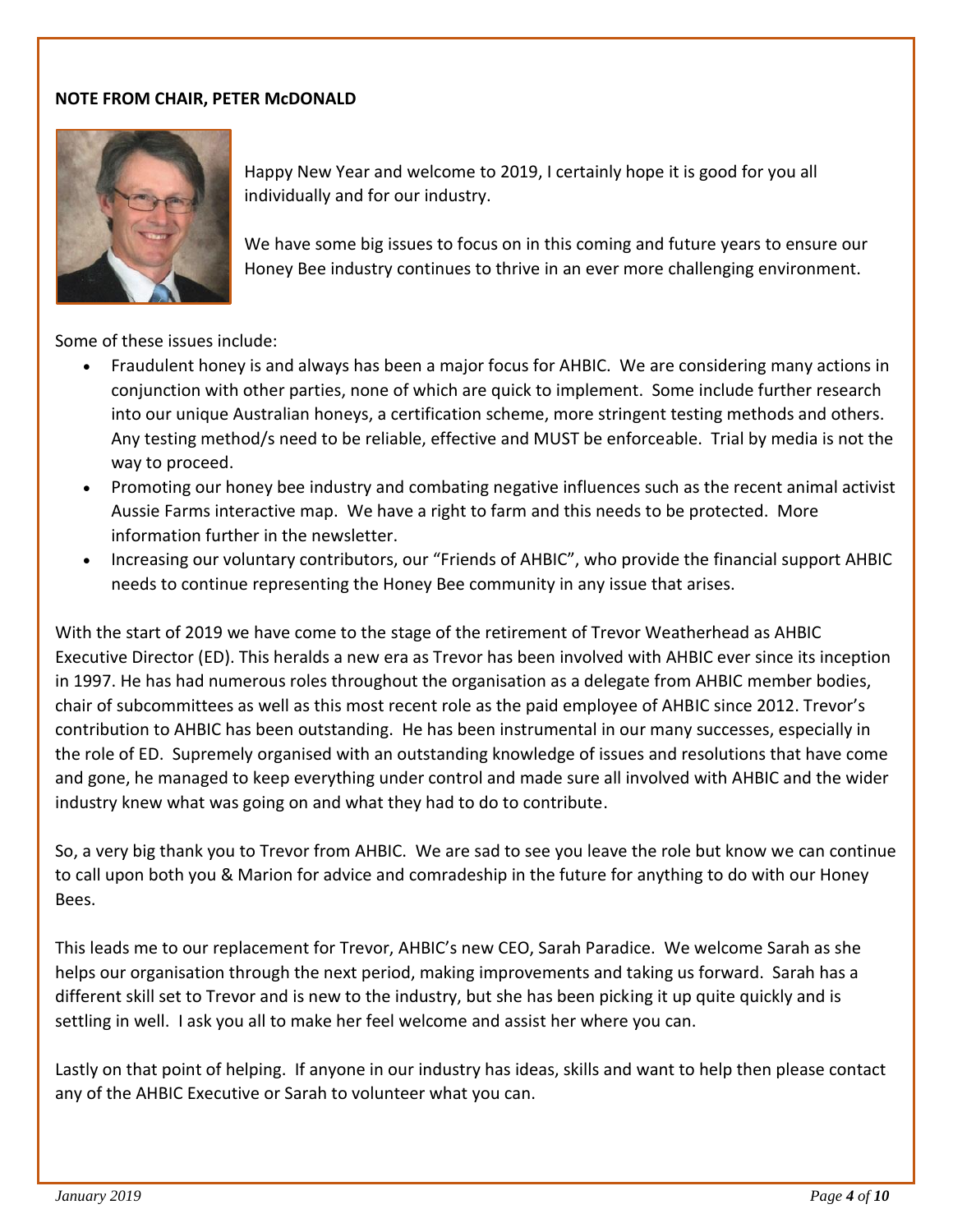**NOTE FROM CHAIR, PETER McDONALD**

Happy New Year and welcome to 2019, I certainly hope it is good for you all individually and for our industry.

We have some big issues to focus on in this coming and future years to ensure our Honey Bee industry continues to thrive in an ever more challenging environment.

Some of these issues include:

- Fraudulent honey is and always has been a major focus for AHBIC. We are considering many actions in conjunction with other parties, none of which are quick to implement. Some include further research into our unique Australian honeys, a certification scheme, more stringent testing methods and others. Any testing method/s need to be reliable, effective and MUST be enforceable. Trial by media is not the way to proceed.
- Promoting our honey bee industry and combating negative influences such as the recent animal activist Aussie Farms interactive map. We have a right to farm and this needs to be protected. More information further in the newsletter.
- Increasing our voluntary contributors, our "Friends of AHBIC", who provide the financial support AHBIC needs to continue representing the Honey Bee community in any issue that arises.

With the start of 2019 we have come to the stage of the retirement of Trevor Weatherhead as AHBIC Executive Director (ED). This heralds a new era as Trevor has been involved with AHBIC ever since its inception in 1997. He has had numerous roles throughout the organisation as a delegate from AHBIC member bodies, chair of subcommittees as well as this most recent role as the paid employee of AHBIC since 2012. Trevor's contribution to AHBIC has been outstanding. He has been instrumental in our many successes, especially in the role of ED. Supremely organised with an outstanding knowledge of issues and resolutions that have come and gone, he managed to keep everything under control and made sure all involved with AHBIC and the wider industry knew what was going on and what they had to do to contribute.

So, a very big thank you to Trevor from AHBIC. We are sad to see you leave the role but know we can continue to call upon both you & Marion for advice and comradeship in the future for anything to do with our Honey Bees.

This leads me to our replacement for Trevor, AHBIC's new CEO, Sarah Paradice. We welcome Sarah as she helps our organisation through the next period, making improvements and taking us forward. Sarah has a different skill set to Trevor and is new to the industry, but she has been picking it up quite quickly and is settling in well. I ask you all to make her feel welcome and assist her where you can.

Lastly on that point of helping. If anyone in our industry has ideas, skills and want to help then please contact any of the AHBIC Executive or Sarah to volunteer what you can.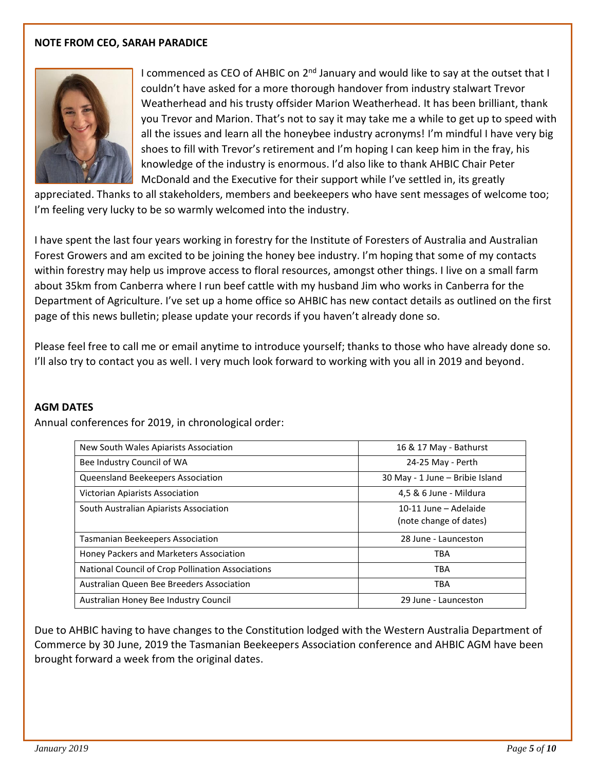## NOTE FROM CEO, SARAH PARADICE

I commenced as CEO of AHBIC on 2nd January and would like to say at the outset that I couldn't have asked for a more thorough handover from industry stalwart Trevor Weatherhead and his trusty offsider Marion Weatherhead. It has been brilliant, thank you Trevor and Marion. That's not to say it may take me a while to get up to speed with all the issues and learn all the honeybee industry acronyms! I'm mindful I have very big shoes to fill with Trevor's retirement and I'm hoping I can keep him in the fray, his knowledge of the industry is enormous. I'd also like to thank AHBIC Chair Peter McDonald and the Executive for their support while I've settled in, its greatly appreciated. Thanks to all stakeholders, members and beekeepers who have sent messages of welcome too; I'm feeling very lucky to be so warmly welcomed into the industry.

I have spent the last four years working in forestry for the Institute of Foresters of Australia and Australian Forest Growers and am excited to be joining the honey bee industry. I'm hoping that some of my contacts within forestry may help us improve access to floral resources, amongst other things. I live on a small farm about 35km from Canberra where I run beef cattle with my husband Jim who works in Canberra for the Department of Agriculture. I've set up a home office so AHBIC has new contact details as outlined on the first page of this news bulletin; please update your records if you haven't already done so.

Please feel free to call me or email anytime to introduce yourself; thanks to those who have already done so. I'll also try to contact you as well. I very much look forward to working with you all in 2019 and beyond.

## AGM DATES

Annual conferences for 2019, in chronological order:

| Association | Date |
|---|---|
| New South Wales Apiarists Association | 16 & 17 May - Bathurst |
| Bee Industry Council of WA | 24-25 May - Perth |
| Queensland Beekeepers Association | 30 May - 1 June – Bribie Island |
| Victorian Apiarists Association | 4,5 & 6 June - Mildura |
| South Australian Apiarists Association | 10-11 June – Adelaide (note change of dates) |
| Tasmanian Beekeepers Association | 28 June - Launceston |
| Honey Packers and Marketers Association | TBA |
| National Council of Crop Pollination Associations | TBA |
| Australian Queen Bee Breeders Association | TBA |
| Australian Honey Bee Industry Council | 29 June - Launceston |

Due to AHBIC having to have changes to the Constitution lodged with the Western Australia Department of Commerce by 30 June, 2019 the Tasmanian Beekeepers Association conference and AHBIC AGM have been brought forward a week from the original dates.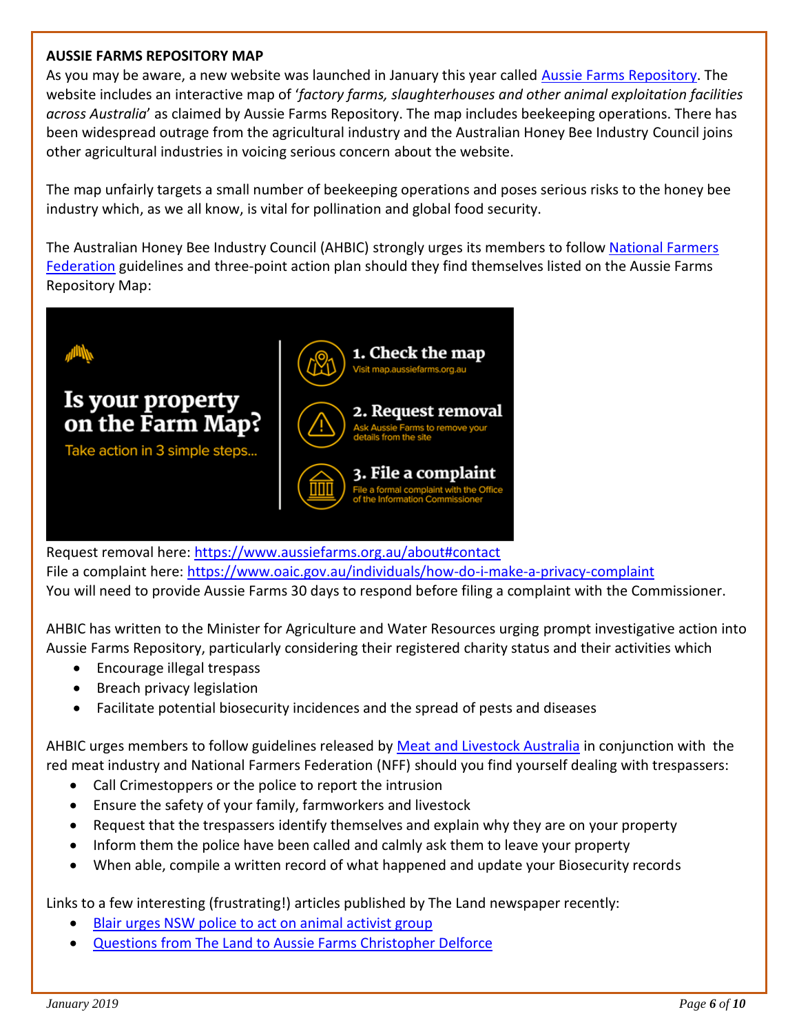## AUSSIE FARMS REPOSITORY MAP

As you may be aware, a new website was launched in January this year called Aussie Farms Repository. The website includes an interactive map of '*factory farms, slaughterhouses and other animal exploitation facilities across Australia*' as claimed by Aussie Farms Repository. The map includes beekeeping operations. There has been widespread outrage from the agricultural industry and the Australian Honey Bee Industry Council joins other agricultural industries in voicing serious concern about the website.

The map unfairly targets a small number of beekeeping operations and poses serious risks to the honey bee industry which, as we all know, is vital for pollination and global food security.

The Australian Honey Bee Industry Council (AHBIC) strongly urges its members to follow National Farmers Federation guidelines and three-point action plan should they find themselves listed on the Aussie Farms Repository Map:

**Is your property on the Farm Map?**

Take action in 3 simple steps...

1. **Check the map** – Visit map.aussiefarms.org.au
2. **Request removal** – Ask Aussie Farms to remove your details from the site
3. **File a complaint** – File a formal complaint with the Office of the Information Commissioner

Request removal here: https://www.aussiefarms.org.au/about#contact
File a complaint here: https://www.oaic.gov.au/individuals/how-do-i-make-a-privacy-complaint
You will need to provide Aussie Farms 30 days to respond before filing a complaint with the Commissioner.

AHBIC has written to the Minister for Agriculture and Water Resources urging prompt investigative action into Aussie Farms Repository, particularly considering their registered charity status and their activities which

- Encourage illegal trespass
- Breach privacy legislation
- Facilitate potential biosecurity incidences and the spread of pests and diseases

AHBIC urges members to follow guidelines released by Meat and Livestock Australia in conjunction with the red meat industry and National Farmers Federation (NFF) should you find yourself dealing with trespassers:

- Call Crimestoppers or the police to report the intrusion
- Ensure the safety of your family, farmworkers and livestock
- Request that the trespassers identify themselves and explain why they are on your property
- Inform them the police have been called and calmly ask them to leave your property
- When able, compile a written record of what happened and update your Biosecurity records

Links to a few interesting (frustrating!) articles published by The Land newspaper recently:

- Blair urges NSW police to act on animal activist group
- Questions from The Land to Aussie Farms Christopher Delforce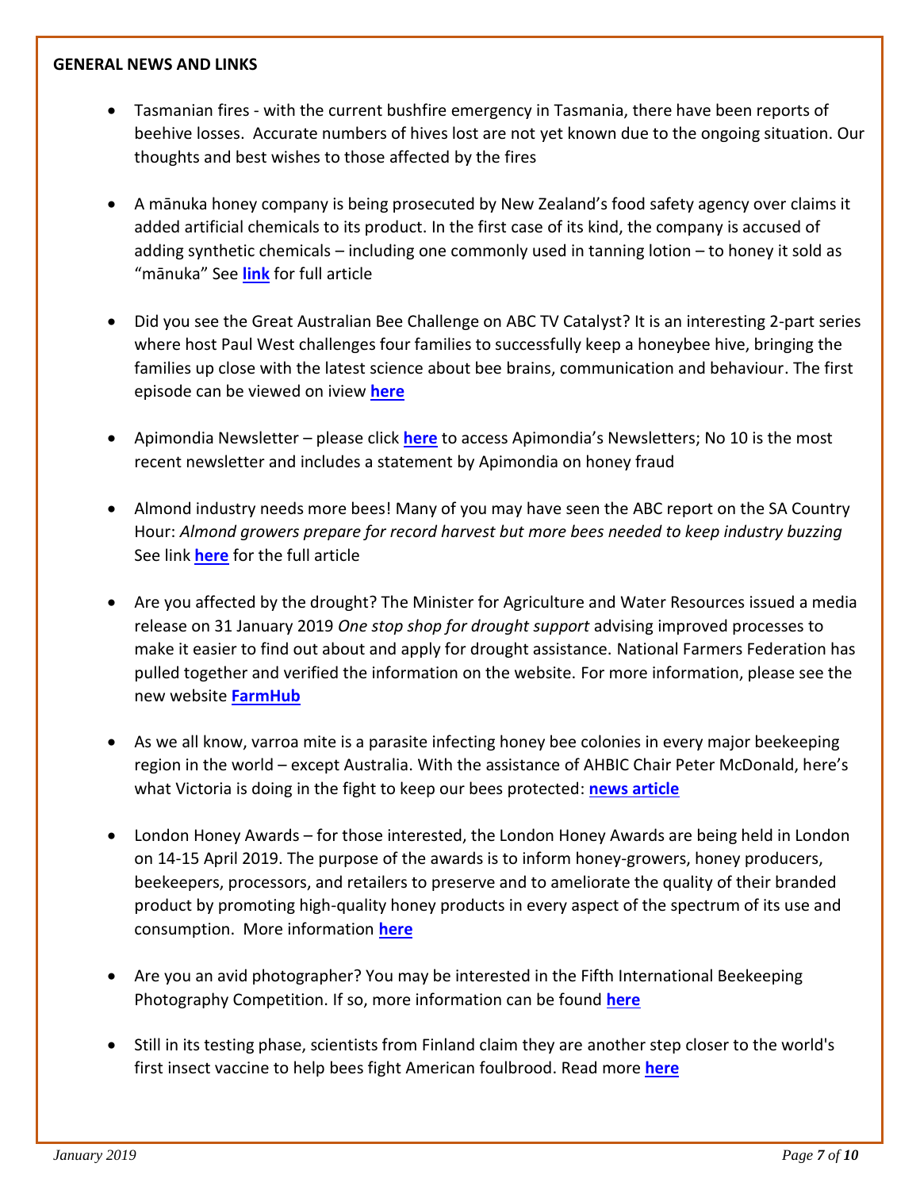**GENERAL NEWS AND LINKS**

- Tasmanian fires - with the current bushfire emergency in Tasmania, there have been reports of beehive losses. Accurate numbers of hives lost are not yet known due to the ongoing situation. Our thoughts and best wishes to those affected by the fires
- A mānuka honey company is being prosecuted by New Zealand's food safety agency over claims it added artificial chemicals to its product. In the first case of its kind, the company is accused of adding synthetic chemicals – including one commonly used in tanning lotion – to honey it sold as "mānuka" See **link** for full article
- Did you see the Great Australian Bee Challenge on ABC TV Catalyst? It is an interesting 2-part series where host Paul West challenges four families to successfully keep a honeybee hive, bringing the families up close with the latest science about bee brains, communication and behaviour. The first episode can be viewed on iview **here**
- Apimondia Newsletter – please click **here** to access Apimondia's Newsletters; No 10 is the most recent newsletter and includes a statement by Apimondia on honey fraud
- Almond industry needs more bees! Many of you may have seen the ABC report on the SA Country Hour: *Almond growers prepare for record harvest but more bees needed to keep industry buzzing* See link **here** for the full article
- Are you affected by the drought? The Minister for Agriculture and Water Resources issued a media release on 31 January 2019 *One stop shop for drought support* advising improved processes to make it easier to find out about and apply for drought assistance. National Farmers Federation has pulled together and verified the information on the website. For more information, please see the new website **FarmHub**
- As we all know, varroa mite is a parasite infecting honey bee colonies in every major beekeeping region in the world – except Australia. With the assistance of AHBIC Chair Peter McDonald, here's what Victoria is doing in the fight to keep our bees protected: **news article**
- London Honey Awards – for those interested, the London Honey Awards are being held in London on 14-15 April 2019. The purpose of the awards is to inform honey-growers, honey producers, beekeepers, processors, and retailers to preserve and to ameliorate the quality of their branded product by promoting high-quality honey products in every aspect of the spectrum of its use and consumption. More information **here**
- Are you an avid photographer? You may be interested in the Fifth International Beekeeping Photography Competition. If so, more information can be found **here**
- Still in its testing phase, scientists from Finland claim they are another step closer to the world's first insect vaccine to help bees fight American foulbrood. Read more **here**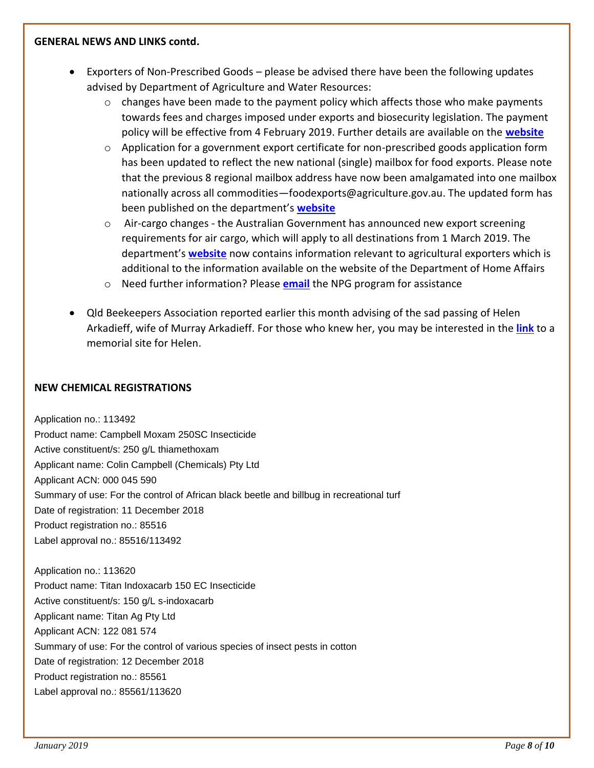**GENERAL NEWS AND LINKS contd.**

- Exporters of Non-Prescribed Goods – please be advised there have been the following updates advised by Department of Agriculture and Water Resources:
  - changes have been made to the payment policy which affects those who make payments towards fees and charges imposed under exports and biosecurity legislation. The payment policy will be effective from 4 February 2019. Further details are available on the **website**
  - Application for a government export certificate for non-prescribed goods application form has been updated to reflect the new national (single) mailbox for food exports. Please note that the previous 8 regional mailbox address have now been amalgamated into one mailbox nationally across all commodities—foodexports@agriculture.gov.au. The updated form has been published on the department's **website**
  - Air-cargo changes - the Australian Government has announced new export screening requirements for air cargo, which will apply to all destinations from 1 March 2019. The department's **website** now contains information relevant to agricultural exporters which is additional to the information available on the website of the Department of Home Affairs
  - Need further information? Please **email** the NPG program for assistance
- Qld Beekeepers Association reported earlier this month advising of the sad passing of Helen Arkadieff, wife of Murray Arkadieff. For those who knew her, you may be interested in the **link** to a memorial site for Helen.

**NEW CHEMICAL REGISTRATIONS**

Application no.: 113492
Product name: Campbell Moxam 250SC Insecticide
Active constituent/s: 250 g/L thiamethoxam
Applicant name: Colin Campbell (Chemicals) Pty Ltd
Applicant ACN: 000 045 590
Summary of use: For the control of African black beetle and billbug in recreational turf
Date of registration: 11 December 2018
Product registration no.: 85516
Label approval no.: 85516/113492

Application no.: 113620
Product name: Titan Indoxacarb 150 EC Insecticide
Active constituent/s: 150 g/L s-indoxacarb
Applicant name: Titan Ag Pty Ltd
Applicant ACN: 122 081 574
Summary of use: For the control of various species of insect pests in cotton
Date of registration: 12 December 2018
Product registration no.: 85561
Label approval no.: 85561/113620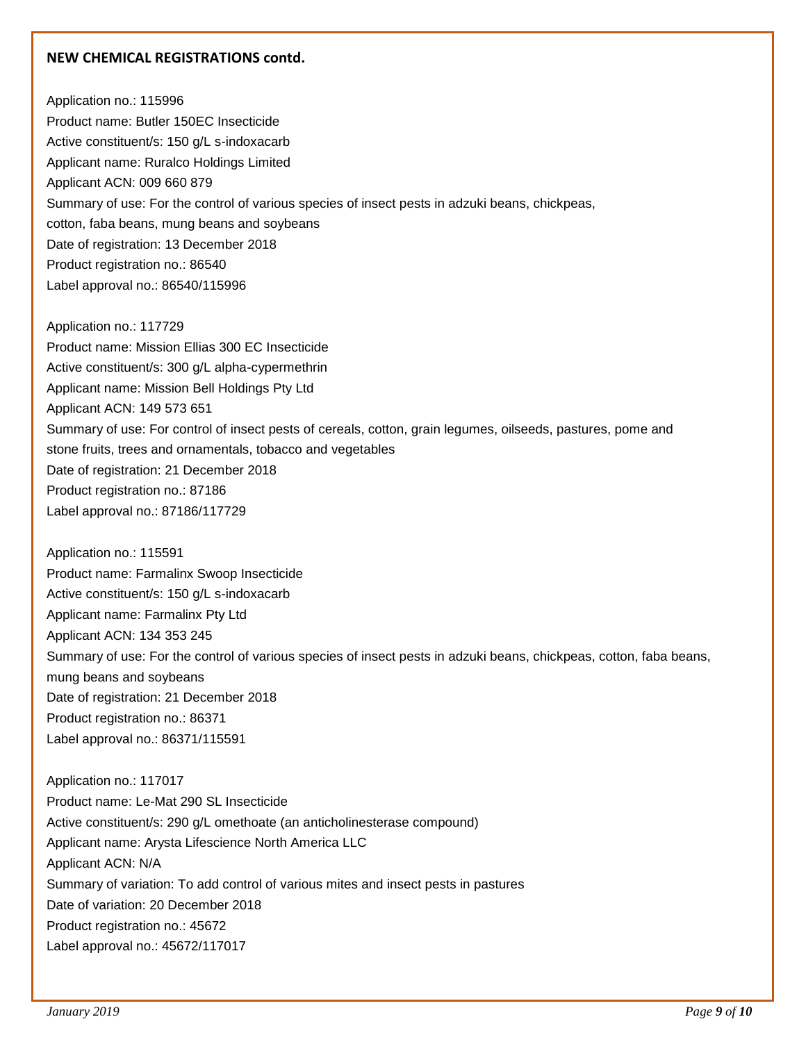**NEW CHEMICAL REGISTRATIONS contd.**

Application no.: 115996
Product name: Butler 150EC Insecticide
Active constituent/s: 150 g/L s-indoxacarb
Applicant name: Ruralco Holdings Limited
Applicant ACN: 009 660 879
Summary of use: For the control of various species of insect pests in adzuki beans, chickpeas, cotton, faba beans, mung beans and soybeans
Date of registration: 13 December 2018
Product registration no.: 86540
Label approval no.: 86540/115996

Application no.: 117729
Product name: Mission Ellias 300 EC Insecticide
Active constituent/s: 300 g/L alpha-cypermethrin
Applicant name: Mission Bell Holdings Pty Ltd
Applicant ACN: 149 573 651
Summary of use: For control of insect pests of cereals, cotton, grain legumes, oilseeds, pastures, pome and stone fruits, trees and ornamentals, tobacco and vegetables
Date of registration: 21 December 2018
Product registration no.: 87186
Label approval no.: 87186/117729

Application no.: 115591
Product name: Farmalinx Swoop Insecticide
Active constituent/s: 150 g/L s-indoxacarb
Applicant name: Farmalinx Pty Ltd
Applicant ACN: 134 353 245
Summary of use: For the control of various species of insect pests in adzuki beans, chickpeas, cotton, faba beans, mung beans and soybeans
Date of registration: 21 December 2018
Product registration no.: 86371
Label approval no.: 86371/115591

Application no.: 117017
Product name: Le-Mat 290 SL Insecticide
Active constituent/s: 290 g/L omethoate (an anticholinesterase compound)
Applicant name: Arysta Lifescience North America LLC
Applicant ACN: N/A
Summary of variation: To add control of various mites and insect pests in pastures
Date of variation: 20 December 2018
Product registration no.: 45672
Label approval no.: 45672/117017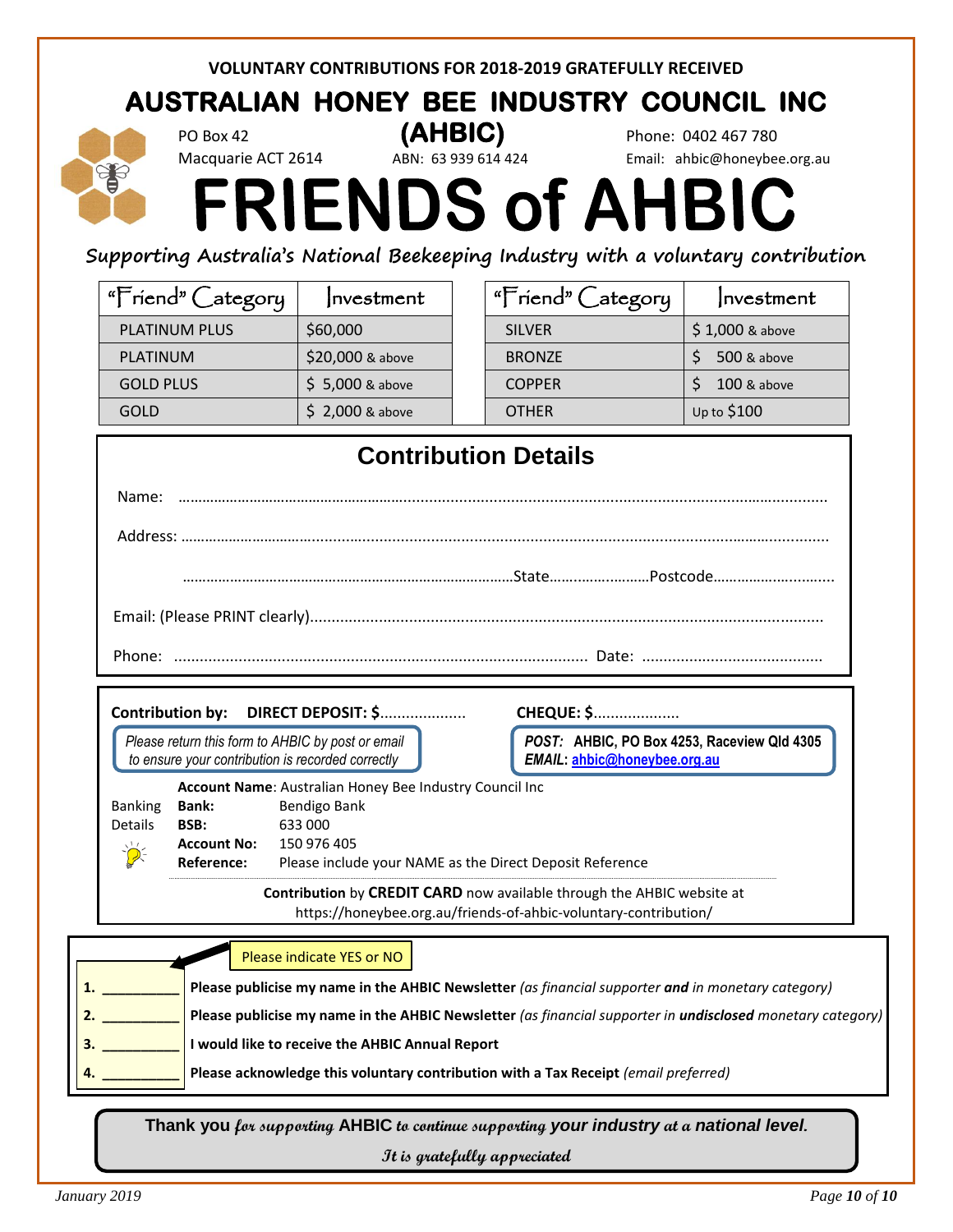**VOLUNTARY CONTRIBUTIONS FOR 2018-2019 GRATEFULLY RECEIVED**

# AUSTRALIAN HONEY BEE INDUSTRY COUNCIL INC

## (AHBIC)

PO Box 42
Macquarie ACT 2614

ABN: 63 939 614 424

Phone: 0402 467 780
Email: ahbic@honeybee.org.au

# FRIENDS of AHBIC

**Supporting Australia's National Beekeeping Industry with a voluntary contribution**

| "Friend" Category | Investment | "Friend" Category | Investment |
|---|---|---|---|
| PLATINUM PLUS | $60,000 | SILVER | $ 1,000 & above |
| PLATINUM | $20,000 & above | BRONZE | $ 500 & above |
| GOLD PLUS | $ 5,000 & above | COPPER | $ 100 & above |
| GOLD | $ 2,000 & above | OTHER | Up to $100 |

## Contribution Details

Name: ……………………………………………………………………………………………………

Address: ……………………………………………………………………………………………………

……………………………………………………………………State……………………Postcode……………………

Email: (Please PRINT clearly)……………………………………………………………………………

Phone: ……………………………………………………………… Date: ……………………………

**Contribution by: DIRECT DEPOSIT: $**……………… **CHEQUE: $**………………

*Please return this form to AHBIC by post or email to ensure your contribution is recorded correctly*

***POST:* AHBIC, PO Box 4253, Raceview Qld 4305**
***EMAIL*: ahbic@honeybee.org.au**

Banking Details

**Account Name**: Australian Honey Bee Industry Council Inc
**Bank:** Bendigo Bank
**BSB:** 633 000
**Account No:** 150 976 405
**Reference:** Please include your NAME as the Direct Deposit Reference

**Contribution** by **CREDIT CARD** now available through the AHBIC website at https://honeybee.org.au/friends-of-ahbic-voluntary-contribution/

Please indicate YES or NO

1. ________ **Please publicise my name in the AHBIC Newsletter** *(as financial supporter **and** in monetary category)*
2. ________ **Please publicise my name in the AHBIC Newsletter** *(as financial supporter in **undisclosed** monetary category)*
3. ________ **I would like to receive the AHBIC Annual Report**
4. ________ **Please acknowledge this voluntary contribution with a Tax Receipt** *(email preferred)*

**Thank you** *for supporting* **AHBIC** *to continue supporting* **your industry** *at a* **national level**.

*It is gratefully appreciated*